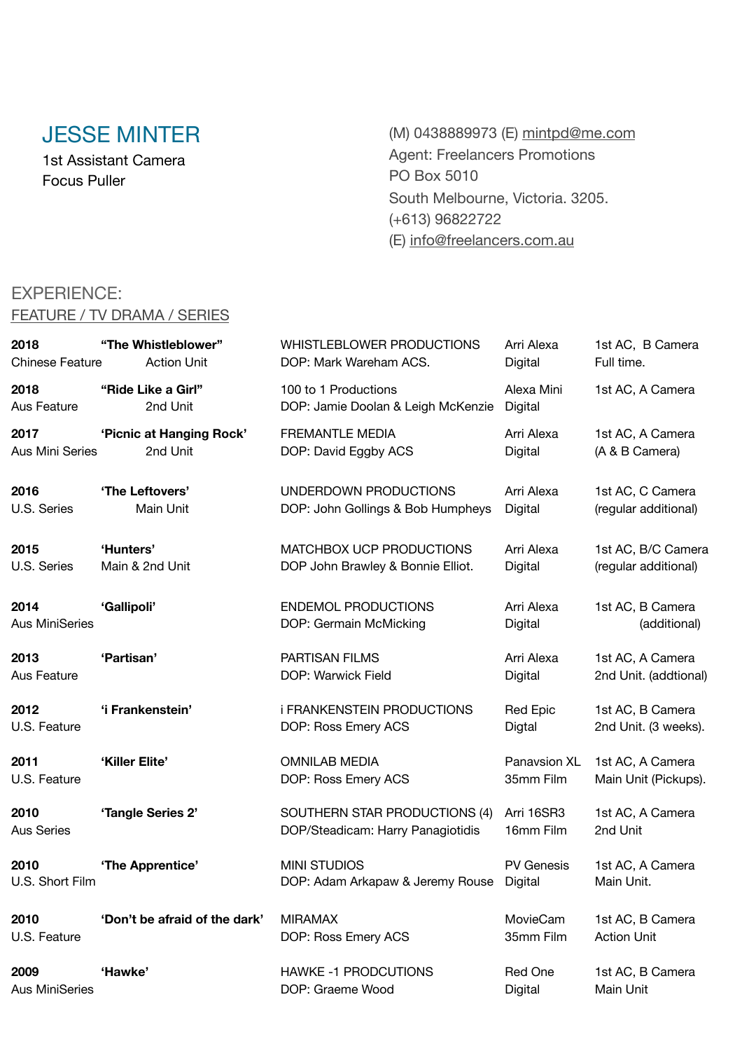# JESSE MINTER

1st Assistant Camera
Focus Puller

(M) 0438889973 (E) mintpd@me.com
Agent: Freelancers Promotions
PO Box 5010
South Melbourne, Victoria. 3205.
(+613) 96822722
(E) info@freelancers.com.au

## EXPERIENCE:

### FEATURE / TV DRAMA / SERIES

| | | | | |
|---|---|---|---|---|
| **2018** Chinese Feature | **"The Whistleblower"** Action Unit | WHISTLEBLOWER PRODUCTIONS DOP: Mark Wareham ACS. | Arri Alexa Digital | 1st AC, B Camera Full time. |
| **2018** Aus Feature | **"Ride Like a Girl"** 2nd Unit | 100 to 1 Productions DOP: Jamie Doolan & Leigh McKenzie | Alexa Mini Digital | 1st AC, A Camera |
| **2017** Aus Mini Series | **'Picnic at Hanging Rock'** 2nd Unit | FREMANTLE MEDIA DOP: David Eggby ACS | Arri Alexa Digital | 1st AC, A Camera (A & B Camera) |
| **2016** U.S. Series | **'The Leftovers'** Main Unit | UNDERDOWN PRODUCTIONS DOP: John Gollings & Bob Humpheys | Arri Alexa Digital | 1st AC, C Camera (regular additional) |
| **2015** U.S. Series | **'Hunters'** Main & 2nd Unit | MATCHBOX UCP PRODUCTIONS DOP John Brawley & Bonnie Elliot. | Arri Alexa Digital | 1st AC, B/C Camera (regular additional) |
| **2014** Aus MiniSeries | **'Gallipoli'** | ENDEMOL PRODUCTIONS DOP: Germain McMicking | Arri Alexa Digital | 1st AC, B Camera (additional) |
| **2013** Aus Feature | **'Partisan'** | PARTISAN FILMS DOP: Warwick Field | Arri Alexa Digital | 1st AC, A Camera 2nd Unit. (addtional) |
| **2012** U.S. Feature | **'i Frankenstein'** | i FRANKENSTEIN PRODUCTIONS DOP: Ross Emery ACS | Red Epic Digtal | 1st AC, B Camera 2nd Unit. (3 weeks). |
| **2011** U.S. Feature | **'Killer Elite'** | OMNILAB MEDIA DOP: Ross Emery ACS | Panavsion XL 35mm Film | 1st AC, A Camera Main Unit (Pickups). |
| **2010** Aus Series | **'Tangle Series 2'** | SOUTHERN STAR PRODUCTIONS (4) DOP/Steadicam: Harry Panagiotidis | Arri 16SR3 16mm Film | 1st AC, A Camera 2nd Unit |
| **2010** U.S. Short Film | **'The Apprentice'** | MINI STUDIOS DOP: Adam Arkapaw & Jeremy Rouse | PV Genesis Digital | 1st AC, A Camera Main Unit. |
| **2010** U.S. Feature | **'Don't be afraid of the dark'** | MIRAMAX DOP: Ross Emery ACS | MovieCam 35mm Film | 1st AC, B Camera Action Unit |
| **2009** Aus MiniSeries | **'Hawke'** | HAWKE -1 PRODCUTIONS DOP: Graeme Wood | Red One Digital | 1st AC, B Camera Main Unit |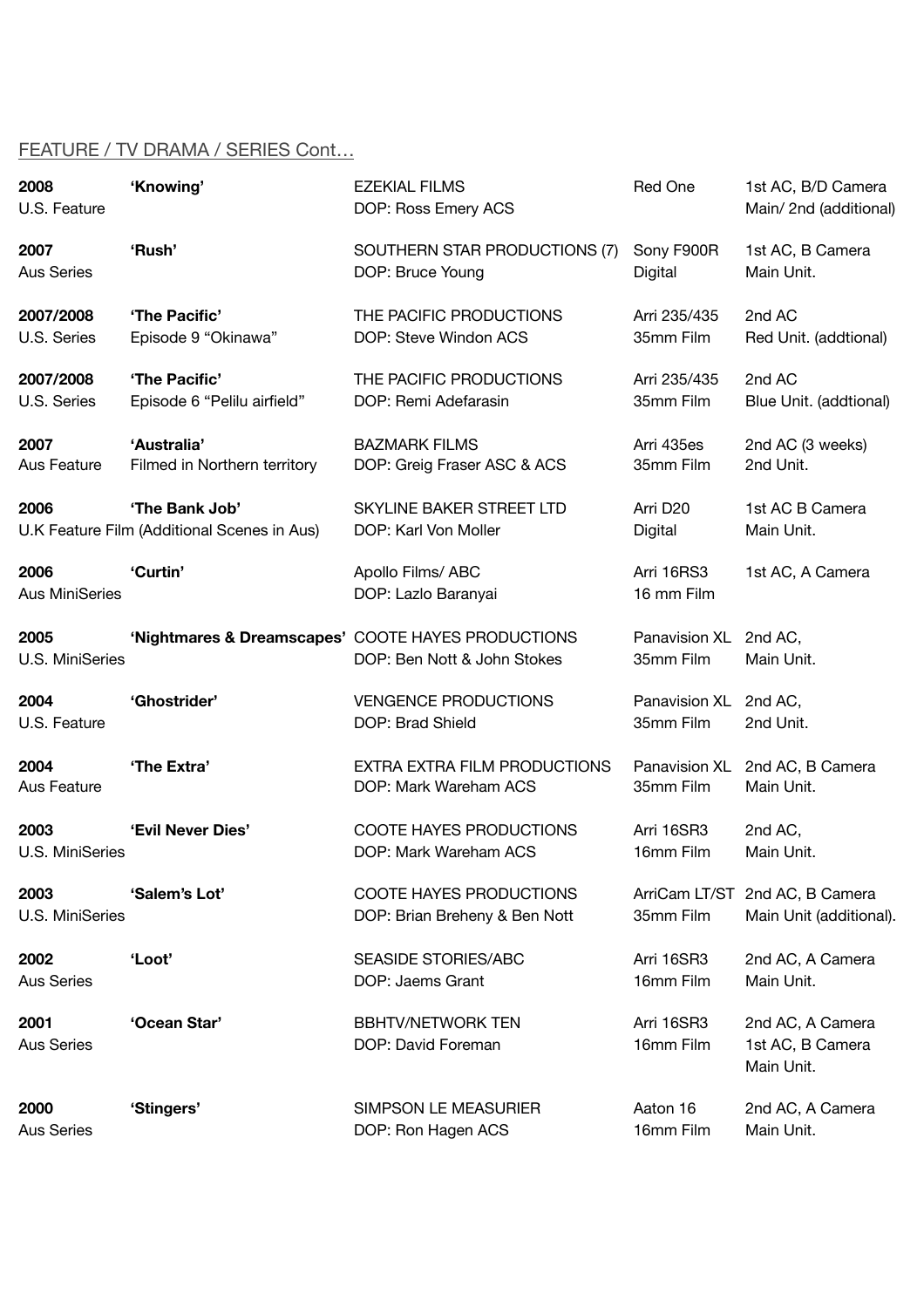FEATURE / TV DRAMA / SERIES Cont…

| | | | | |
|---|---|---|---|---|
| **2008**<br>U.S. Feature | **'Knowing'** | EZEKIAL FILMS<br>DOP: Ross Emery ACS | Red One | 1st AC, B/D Camera<br>Main/ 2nd (additional) |
| **2007**<br>Aus Series | **'Rush'** | SOUTHERN STAR PRODUCTIONS (7)<br>DOP: Bruce Young | Sony F900R<br>Digital | 1st AC, B Camera<br>Main Unit. |
| **2007/2008**<br>U.S. Series | **'The Pacific'**<br>Episode 9 "Okinawa" | THE PACIFIC PRODUCTIONS<br>DOP: Steve Windon ACS | Arri 235/435<br>35mm Film | 2nd AC<br>Red Unit. (addtional) |
| **2007/2008**<br>U.S. Series | **'The Pacific'**<br>Episode 6 "Pelilu airfield" | THE PACIFIC PRODUCTIONS<br>DOP: Remi Adefarasin | Arri 235/435<br>35mm Film | 2nd AC<br>Blue Unit. (addtional) |
| **2007**<br>Aus Feature | **'Australia'**<br>Filmed in Northern territory | BAZMARK FILMS<br>DOP: Greig Fraser ASC & ACS | Arri 435es<br>35mm Film | 2nd AC (3 weeks)<br>2nd Unit. |
| **2006**<br>U.K Feature Film (Additional Scenes in Aus) | **'The Bank Job'** | SKYLINE BAKER STREET LTD<br>DOP: Karl Von Moller | Arri D20<br>Digital | 1st AC B Camera<br>Main Unit. |
| **2006**<br>Aus MiniSeries | **'Curtin'** | Apollo Films/ ABC<br>DOP: Lazlo Baranyai | Arri 16RS3<br>16 mm Film | 1st AC, A Camera |
| **2005**<br>U.S. MiniSeries | **'Nightmares & Dreamscapes'** | COOTE HAYES PRODUCTIONS<br>DOP: Ben Nott & John Stokes | Panavision XL<br>35mm Film | 2nd AC,<br>Main Unit. |
| **2004**<br>U.S. Feature | **'Ghostrider'** | VENGENCE PRODUCTIONS<br>DOP: Brad Shield | Panavision XL<br>35mm Film | 2nd AC,<br>2nd Unit. |
| **2004**<br>Aus Feature | **'The Extra'** | EXTRA EXTRA FILM PRODUCTIONS<br>DOP: Mark Wareham ACS | Panavision XL<br>35mm Film | 2nd AC, B Camera<br>Main Unit. |
| **2003**<br>U.S. MiniSeries | **'Evil Never Dies'** | COOTE HAYES PRODUCTIONS<br>DOP: Mark Wareham ACS | Arri 16SR3<br>16mm Film | 2nd AC,<br>Main Unit. |
| **2003**<br>U.S. MiniSeries | **'Salem's Lot'** | COOTE HAYES PRODUCTIONS<br>DOP: Brian Breheny & Ben Nott | ArriCam LT/ST<br>35mm Film | 2nd AC, B Camera<br>Main Unit (additional). |
| **2002**<br>Aus Series | **'Loot'** | SEASIDE STORIES/ABC<br>DOP: Jaems Grant | Arri 16SR3<br>16mm Film | 2nd AC, A Camera<br>Main Unit. |
| **2001**<br>Aus Series | **'Ocean Star'** | BBHTV/NETWORK TEN<br>DOP: David Foreman | Arri 16SR3<br>16mm Film | 2nd AC, A Camera<br>1st AC, B Camera<br>Main Unit. |
| **2000**<br>Aus Series | **'Stingers'** | SIMPSON LE MEASURIER<br>DOP: Ron Hagen ACS | Aaton 16<br>16mm Film | 2nd AC, A Camera<br>Main Unit. |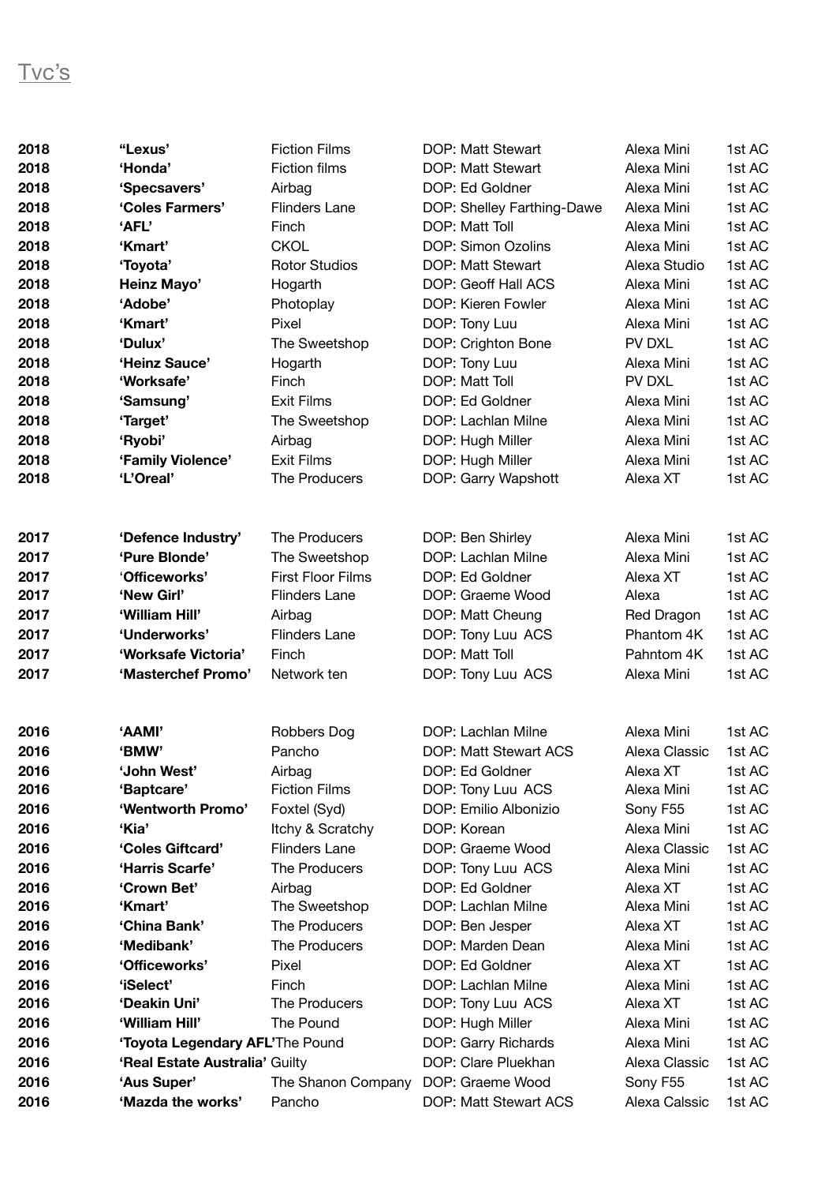# Tvc's

| | | | | | |
|---|---|---|---|---|---|
| 2018 | **"Lexus'** | Fiction Films | DOP: Matt Stewart | Alexa Mini | 1st AC |
| 2018 | **'Honda'** | Fiction films | DOP: Matt Stewart | Alexa Mini | 1st AC |
| 2018 | **'Specsavers'** | Airbag | DOP: Ed Goldner | Alexa Mini | 1st AC |
| 2018 | **'Coles Farmers'** | Flinders Lane | DOP: Shelley Farthing-Dawe | Alexa Mini | 1st AC |
| 2018 | **'AFL'** | Finch | DOP: Matt Toll | Alexa Mini | 1st AC |
| 2018 | **'Kmart'** | CKOL | DOP: Simon Ozolins | Alexa Mini | 1st AC |
| 2018 | **'Toyota'** | Rotor Studios | DOP: Matt Stewart | Alexa Studio | 1st AC |
| 2018 | **Heinz Mayo'** | Hogarth | DOP: Geoff Hall ACS | Alexa Mini | 1st AC |
| 2018 | **'Adobe'** | Photoplay | DOP: Kieren Fowler | Alexa Mini | 1st AC |
| 2018 | **'Kmart'** | Pixel | DOP: Tony Luu | Alexa Mini | 1st AC |
| 2018 | **'Dulux'** | The Sweetshop | DOP: Crighton Bone | PV DXL | 1st AC |
| 2018 | **'Heinz Sauce'** | Hogarth | DOP: Tony Luu | Alexa Mini | 1st AC |
| 2018 | **'Worksafe'** | Finch | DOP: Matt Toll | PV DXL | 1st AC |
| 2018 | **'Samsung'** | Exit Films | DOP: Ed Goldner | Alexa Mini | 1st AC |
| 2018 | **'Target'** | The Sweetshop | DOP: Lachlan Milne | Alexa Mini | 1st AC |
| 2018 | **'Ryobi'** | Airbag | DOP: Hugh Miller | Alexa Mini | 1st AC |
| 2018 | **'Family Violence'** | Exit Films | DOP: Hugh Miller | Alexa Mini | 1st AC |
| 2018 | **'L'Oreal'** | The Producers | DOP: Garry Wapshott | Alexa XT | 1st AC |
| | | | | | |
| 2017 | **'Defence Industry'** | The Producers | DOP: Ben Shirley | Alexa Mini | 1st AC |
| 2017 | **'Pure Blonde'** | The Sweetshop | DOP: Lachlan Milne | Alexa Mini | 1st AC |
| 2017 | '**Officeworks'** | First Floor Films | DOP: Ed Goldner | Alexa XT | 1st AC |
| 2017 | **'New Girl'** | Flinders Lane | DOP: Graeme Wood | Alexa | 1st AC |
| 2017 | **'William Hill'** | Airbag | DOP: Matt Cheung | Red Dragon | 1st AC |
| 2017 | **'Underworks'** | Flinders Lane | DOP: Tony Luu ACS | Phantom 4K | 1st AC |
| 2017 | **'Worksafe Victoria'** | Finch | DOP: Matt Toll | Pahntom 4K | 1st AC |
| 2017 | **'Masterchef Promo'** | Network ten | DOP: Tony Luu ACS | Alexa Mini | 1st AC |
| | | | | | |
| 2016 | **'AAMI'** | Robbers Dog | DOP: Lachlan Milne | Alexa Mini | 1st AC |
| 2016 | **'BMW'** | Pancho | DOP: Matt Stewart ACS | Alexa Classic | 1st AC |
| 2016 | **'John West'** | Airbag | DOP: Ed Goldner | Alexa XT | 1st AC |
| 2016 | **'Baptcare'** | Fiction Films | DOP: Tony Luu ACS | Alexa Mini | 1st AC |
| 2016 | **'Wentworth Promo'** | Foxtel (Syd) | DOP: Emilio Albonizio | Sony F55 | 1st AC |
| 2016 | **'Kia'** | Itchy & Scratchy | DOP: Korean | Alexa Mini | 1st AC |
| 2016 | **'Coles Giftcard'** | Flinders Lane | DOP: Graeme Wood | Alexa Classic | 1st AC |
| 2016 | **'Harris Scarfe'** | The Producers | DOP: Tony Luu ACS | Alexa Mini | 1st AC |
| 2016 | **'Crown Bet'** | Airbag | DOP: Ed Goldner | Alexa XT | 1st AC |
| 2016 | **'Kmart'** | The Sweetshop | DOP: Lachlan Milne | Alexa Mini | 1st AC |
| 2016 | **'China Bank'** | The Producers | DOP: Ben Jesper | Alexa XT | 1st AC |
| 2016 | **'Medibank'** | The Producers | DOP: Marden Dean | Alexa Mini | 1st AC |
| 2016 | **'Officeworks'** | Pixel | DOP: Ed Goldner | Alexa XT | 1st AC |
| 2016 | **'iSelect'** | Finch | DOP: Lachlan Milne | Alexa Mini | 1st AC |
| 2016 | **'Deakin Uni'** | The Producers | DOP: Tony Luu ACS | Alexa XT | 1st AC |
| 2016 | **'William Hill'** | The Pound | DOP: Hugh Miller | Alexa Mini | 1st AC |
| 2016 | **'Toyota Legendary AFL'** | The Pound | DOP: Garry Richards | Alexa Mini | 1st AC |
| 2016 | **'Real Estate Australia'** | Guilty | DOP: Clare Pluekhan | Alexa Classic | 1st AC |
| 2016 | **'Aus Super'** | The Shanon Company | DOP: Graeme Wood | Sony F55 | 1st AC |
| 2016 | **'Mazda the works'** | Pancho | DOP: Matt Stewart ACS | Alexa Calssic | 1st AC |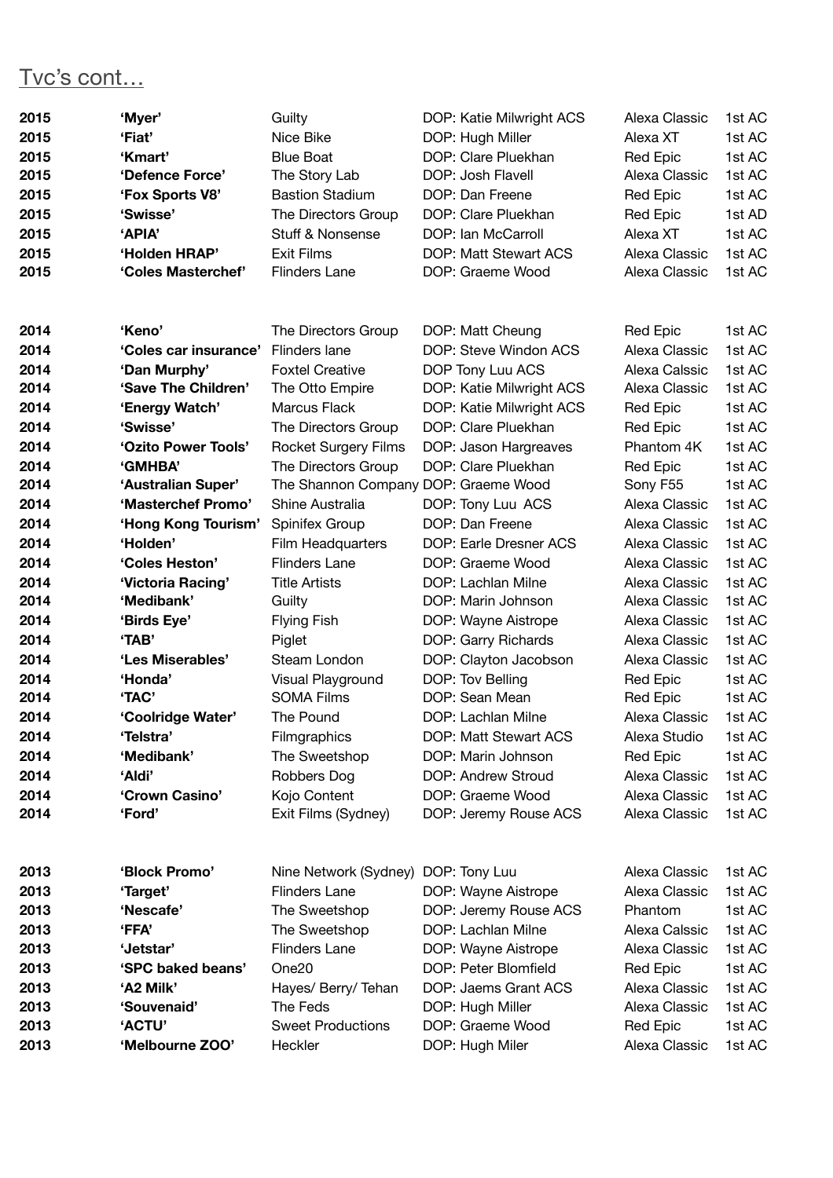Tvc's cont…

| | | | | | |
|---|---|---|---|---|---|
| **2015** | **'Myer'** | Guilty | DOP: Katie Milwright ACS | Alexa Classic | 1st AC |
| **2015** | **'Fiat'** | Nice Bike | DOP: Hugh Miller | Alexa XT | 1st AC |
| **2015** | **'Kmart'** | Blue Boat | DOP: Clare Pluekhan | Red Epic | 1st AC |
| **2015** | **'Defence Force'** | The Story Lab | DOP: Josh Flavell | Alexa Classic | 1st AC |
| **2015** | **'Fox Sports V8'** | Bastion Stadium | DOP: Dan Freene | Red Epic | 1st AC |
| **2015** | **'Swisse'** | The Directors Group | DOP: Clare Pluekhan | Red Epic | 1st AD |
| **2015** | **'APIA'** | Stuff & Nonsense | DOP: Ian McCarroll | Alexa XT | 1st AC |
| **2015** | **'Holden HRAP'** | Exit Films | DOP: Matt Stewart ACS | Alexa Classic | 1st AC |
| **2015** | **'Coles Masterchef'** | Flinders Lane | DOP: Graeme Wood | Alexa Classic | 1st AC |
| | | | | | |
| **2014** | **'Keno'** | The Directors Group | DOP: Matt Cheung | Red Epic | 1st AC |
| **2014** | **'Coles car insurance'** | Flinders lane | DOP: Steve Windon ACS | Alexa Classic | 1st AC |
| **2014** | **'Dan Murphy'** | Foxtel Creative | DOP Tony Luu ACS | Alexa Calssic | 1st AC |
| **2014** | **'Save The Children'** | The Otto Empire | DOP: Katie Milwright ACS | Alexa Classic | 1st AC |
| **2014** | **'Energy Watch'** | Marcus Flack | DOP: Katie Milwright ACS | Red Epic | 1st AC |
| **2014** | **'Swisse'** | The Directors Group | DOP: Clare Pluekhan | Red Epic | 1st AC |
| **2014** | **'Ozito Power Tools'** | Rocket Surgery Films | DOP: Jason Hargreaves | Phantom 4K | 1st AC |
| **2014** | **'GMHBA'** | The Directors Group | DOP: Clare Pluekhan | Red Epic | 1st AC |
| **2014** | **'Australian Super'** | The Shannon Company | DOP: Graeme Wood | Sony F55 | 1st AC |
| **2014** | **'Masterchef Promo'** | Shine Australia | DOP: Tony Luu ACS | Alexa Classic | 1st AC |
| **2014** | **'Hong Kong Tourism'** | Spinifex Group | DOP: Dan Freene | Alexa Classic | 1st AC |
| **2014** | **'Holden'** | Film Headquarters | DOP: Earle Dresner ACS | Alexa Classic | 1st AC |
| **2014** | **'Coles Heston'** | Flinders Lane | DOP: Graeme Wood | Alexa Classic | 1st AC |
| **2014** | **'Victoria Racing'** | Title Artists | DOP: Lachlan Milne | Alexa Classic | 1st AC |
| **2014** | **'Medibank'** | Guilty | DOP: Marin Johnson | Alexa Classic | 1st AC |
| **2014** | **'Birds Eye'** | Flying Fish | DOP: Wayne Aistrope | Alexa Classic | 1st AC |
| **2014** | **'TAB'** | Piglet | DOP: Garry Richards | Alexa Classic | 1st AC |
| **2014** | **'Les Miserables'** | Steam London | DOP: Clayton Jacobson | Alexa Classic | 1st AC |
| **2014** | **'Honda'** | Visual Playground | DOP: Tov Belling | Red Epic | 1st AC |
| **2014** | **'TAC'** | SOMA Films | DOP: Sean Mean | Red Epic | 1st AC |
| **2014** | **'Coolridge Water'** | The Pound | DOP: Lachlan Milne | Alexa Classic | 1st AC |
| **2014** | **'Telstra'** | Filmgraphics | DOP: Matt Stewart ACS | Alexa Studio | 1st AC |
| **2014** | **'Medibank'** | The Sweetshop | DOP: Marin Johnson | Red Epic | 1st AC |
| **2014** | **'Aldi'** | Robbers Dog | DOP: Andrew Stroud | Alexa Classic | 1st AC |
| **2014** | **'Crown Casino'** | Kojo Content | DOP: Graeme Wood | Alexa Classic | 1st AC |
| **2014** | **'Ford'** | Exit Films (Sydney) | DOP: Jeremy Rouse ACS | Alexa Classic | 1st AC |
| | | | | | |
| **2013** | **'Block Promo'** | Nine Network (Sydney) | DOP: Tony Luu | Alexa Classic | 1st AC |
| **2013** | **'Target'** | Flinders Lane | DOP: Wayne Aistrope | Alexa Classic | 1st AC |
| **2013** | **'Nescafe'** | The Sweetshop | DOP: Jeremy Rouse ACS | Phantom | 1st AC |
| **2013** | **'FFA'** | The Sweetshop | DOP: Lachlan Milne | Alexa Calssic | 1st AC |
| **2013** | **'Jetstar'** | Flinders Lane | DOP: Wayne Aistrope | Alexa Classic | 1st AC |
| **2013** | **'SPC baked beans'** | One20 | DOP: Peter Blomfield | Red Epic | 1st AC |
| **2013** | **'A2 Milk'** | Hayes/ Berry/ Tehan | DOP: Jaems Grant ACS | Alexa Classic | 1st AC |
| **2013** | **'Souvenaid'** | The Feds | DOP: Hugh Miller | Alexa Classic | 1st AC |
| **2013** | **'ACTU'** | Sweet Productions | DOP: Graeme Wood | Red Epic | 1st AC |
| **2013** | **'Melbourne ZOO'** | Heckler | DOP: Hugh Miler | Alexa Classic | 1st AC |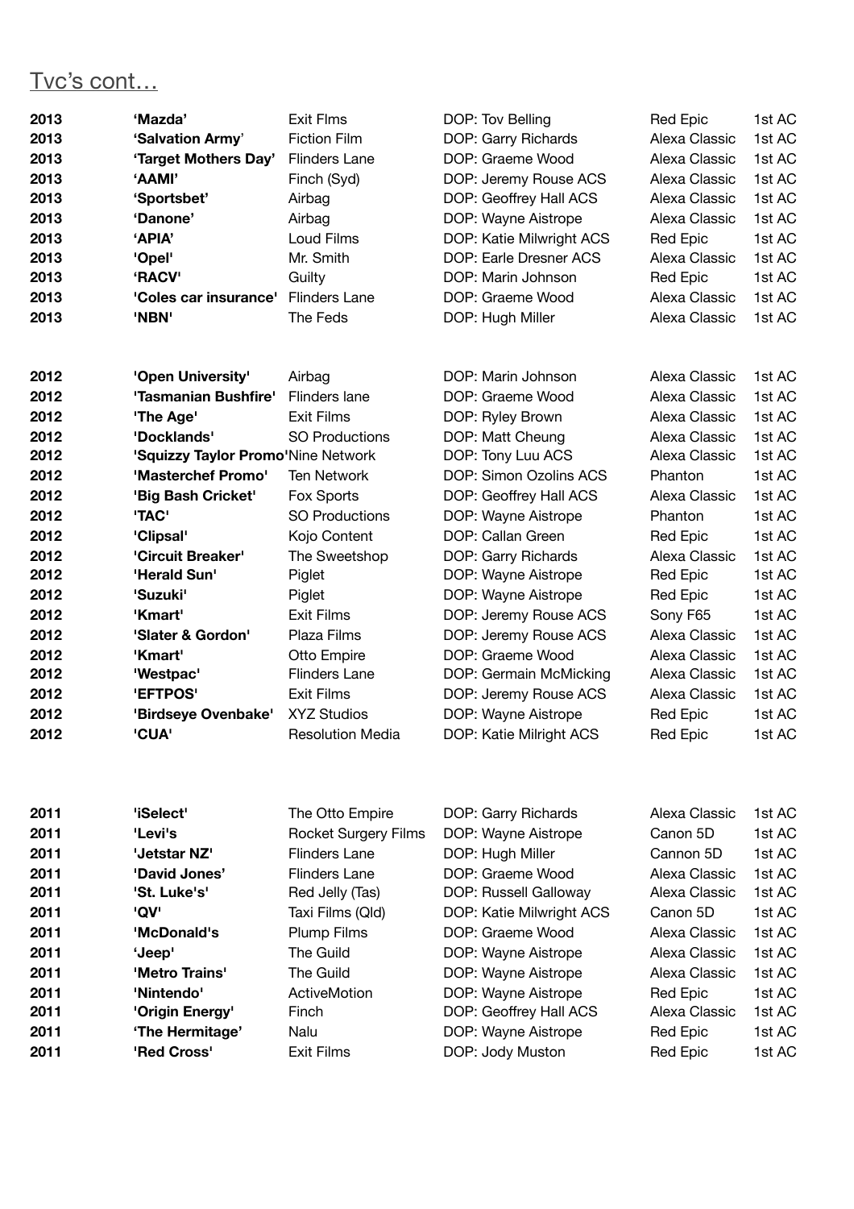Tvc's cont…

| | | | | | |
|---|---|---|---|---|---|
| **2013** | **'Mazda'** | Exit Flms | DOP: Tov Belling | Red Epic | 1st AC |
| **2013** | **'Salvation Army'** | Fiction Film | DOP: Garry Richards | Alexa Classic | 1st AC |
| **2013** | **'Target Mothers Day'** | Flinders Lane | DOP: Graeme Wood | Alexa Classic | 1st AC |
| **2013** | **'AAMI'** | Finch (Syd) | DOP: Jeremy Rouse ACS | Alexa Classic | 1st AC |
| **2013** | **'Sportsbet'** | Airbag | DOP: Geoffrey Hall ACS | Alexa Classic | 1st AC |
| **2013** | **'Danone'** | Airbag | DOP: Wayne Aistrope | Alexa Classic | 1st AC |
| **2013** | **'APIA'** | Loud Films | DOP: Katie Milwright ACS | Red Epic | 1st AC |
| **2013** | **'Opel'** | Mr. Smith | DOP: Earle Dresner ACS | Alexa Classic | 1st AC |
| **2013** | **'RACV'** | Guilty | DOP: Marin Johnson | Red Epic | 1st AC |
| **2013** | **'Coles car insurance'** | Flinders Lane | DOP: Graeme Wood | Alexa Classic | 1st AC |
| **2013** | **'NBN'** | The Feds | DOP: Hugh Miller | Alexa Classic | 1st AC |
| | | | | | |
| **2012** | **'Open University'** | Airbag | DOP: Marin Johnson | Alexa Classic | 1st AC |
| **2012** | **'Tasmanian Bushfire'** | Flinders lane | DOP: Graeme Wood | Alexa Classic | 1st AC |
| **2012** | **'The Age'** | Exit Films | DOP: Ryley Brown | Alexa Classic | 1st AC |
| **2012** | **'Docklands'** | SO Productions | DOP: Matt Cheung | Alexa Classic | 1st AC |
| **2012** | **'Squizzy Taylor Promo'** | Nine Network | DOP: Tony Luu ACS | Alexa Classic | 1st AC |
| **2012** | **'Masterchef Promo'** | Ten Network | DOP: Simon Ozolins ACS | Phanton | 1st AC |
| **2012** | **'Big Bash Cricket'** | Fox Sports | DOP: Geoffrey Hall ACS | Alexa Classic | 1st AC |
| **2012** | **'TAC'** | SO Productions | DOP: Wayne Aistrope | Phanton | 1st AC |
| **2012** | **'Clipsal'** | Kojo Content | DOP: Callan Green | Red Epic | 1st AC |
| **2012** | **'Circuit Breaker'** | The Sweetshop | DOP: Garry Richards | Alexa Classic | 1st AC |
| **2012** | **'Herald Sun'** | Piglet | DOP: Wayne Aistrope | Red Epic | 1st AC |
| **2012** | **'Suzuki'** | Piglet | DOP: Wayne Aistrope | Red Epic | 1st AC |
| **2012** | **'Kmart'** | Exit Films | DOP: Jeremy Rouse ACS | Sony F65 | 1st AC |
| **2012** | **'Slater & Gordon'** | Plaza Films | DOP: Jeremy Rouse ACS | Alexa Classic | 1st AC |
| **2012** | **'Kmart'** | Otto Empire | DOP: Graeme Wood | Alexa Classic | 1st AC |
| **2012** | **'Westpac'** | Flinders Lane | DOP: Germain McMicking | Alexa Classic | 1st AC |
| **2012** | **'EFTPOS'** | Exit Films | DOP: Jeremy Rouse ACS | Alexa Classic | 1st AC |
| **2012** | **'Birdseye Ovenbake'** | XYZ Studios | DOP: Wayne Aistrope | Red Epic | 1st AC |
| **2012** | **'CUA'** | Resolution Media | DOP: Katie Milright ACS | Red Epic | 1st AC |
| | | | | | |
| **2011** | **'iSelect'** | The Otto Empire | DOP: Garry Richards | Alexa Classic | 1st AC |
| **2011** | **'Levi's** | Rocket Surgery Films | DOP: Wayne Aistrope | Canon 5D | 1st AC |
| **2011** | **'Jetstar NZ'** | Flinders Lane | DOP: Hugh Miller | Cannon 5D | 1st AC |
| **2011** | **'David Jones'** | Flinders Lane | DOP: Graeme Wood | Alexa Classic | 1st AC |
| **2011** | **'St. Luke's'** | Red Jelly (Tas) | DOP: Russell Galloway | Alexa Classic | 1st AC |
| **2011** | **'QV'** | Taxi Films (Qld) | DOP: Katie Milwright ACS | Canon 5D | 1st AC |
| **2011** | **'McDonald's** | Plump Films | DOP: Graeme Wood | Alexa Classic | 1st AC |
| **2011** | **'Jeep'** | The Guild | DOP: Wayne Aistrope | Alexa Classic | 1st AC |
| **2011** | **'Metro Trains'** | The Guild | DOP: Wayne Aistrope | Alexa Classic | 1st AC |
| **2011** | **'Nintendo'** | ActiveMotion | DOP: Wayne Aistrope | Red Epic | 1st AC |
| **2011** | **'Origin Energy'** | Finch | DOP: Geoffrey Hall ACS | Alexa Classic | 1st AC |
| **2011** | **'The Hermitage'** | Nalu | DOP: Wayne Aistrope | Red Epic | 1st AC |
| **2011** | **'Red Cross'** | Exit Films | DOP: Jody Muston | Red Epic | 1st AC |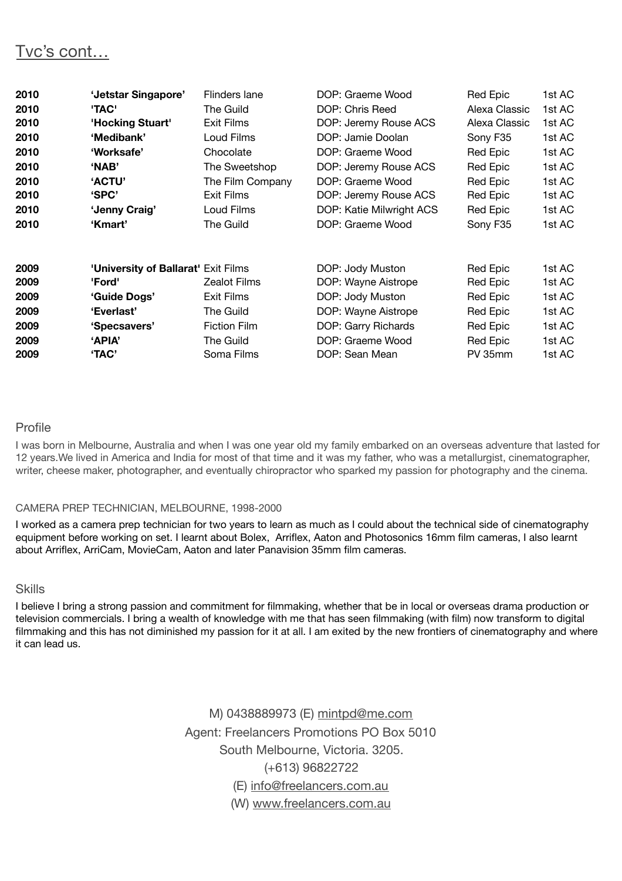## Tvc's cont…

| | | | | | |
|---|---|---|---|---|---|
| **2010** | **'Jetstar Singapore'** | Flinders lane | DOP: Graeme Wood | Red Epic | 1st AC |
| **2010** | **'TAC'** | The Guild | DOP: Chris Reed | Alexa Classic | 1st AC |
| **2010** | **'Hocking Stuart'** | Exit Films | DOP: Jeremy Rouse ACS | Alexa Classic | 1st AC |
| **2010** | **'Medibank'** | Loud Films | DOP: Jamie Doolan | Sony F35 | 1st AC |
| **2010** | **'Worksafe'** | Chocolate | DOP: Graeme Wood | Red Epic | 1st AC |
| **2010** | **'NAB'** | The Sweetshop | DOP: Jeremy Rouse ACS | Red Epic | 1st AC |
| **2010** | **'ACTU'** | The Film Company | DOP: Graeme Wood | Red Epic | 1st AC |
| **2010** | **'SPC'** | Exit Films | DOP: Jeremy Rouse ACS | Red Epic | 1st AC |
| **2010** | **'Jenny Craig'** | Loud Films | DOP: Katie Milwright ACS | Red Epic | 1st AC |
| **2010** | **'Kmart'** | The Guild | DOP: Graeme Wood | Sony F35 | 1st AC |
| | | | | | |
| **2009** | **'University of Ballarat'** | Exit Films | DOP: Jody Muston | Red Epic | 1st AC |
| **2009** | **'Ford'** | Zealot Films | DOP: Wayne Aistrope | Red Epic | 1st AC |
| **2009** | **'Guide Dogs'** | Exit Films | DOP: Jody Muston | Red Epic | 1st AC |
| **2009** | **'Everlast'** | The Guild | DOP: Wayne Aistrope | Red Epic | 1st AC |
| **2009** | **'Specsavers'** | Fiction Film | DOP: Garry Richards | Red Epic | 1st AC |
| **2009** | **'APIA'** | The Guild | DOP: Graeme Wood | Red Epic | 1st AC |
| **2009** | **'TAC'** | Soma Films | DOP: Sean Mean | PV 35mm | 1st AC |

### Profile

I was born in Melbourne, Australia and when I was one year old my family embarked on an overseas adventure that lasted for 12 years.We lived in America and India for most of that time and it was my father, who was a metallurgist, cinematographer, writer, cheese maker, photographer, and eventually chiropractor who sparked my passion for photography and the cinema.

CAMERA PREP TECHNICIAN, MELBOURNE, 1998-2000

I worked as a camera prep technician for two years to learn as much as I could about the technical side of cinematography equipment before working on set. I learnt about Bolex, Arriflex, Aaton and Photosonics 16mm film cameras, I also learnt about Arriflex, ArriCam, MovieCam, Aaton and later Panavision 35mm film cameras.

### Skills

I believe I bring a strong passion and commitment for filmmaking, whether that be in local or overseas drama production or television commercials. I bring a wealth of knowledge with me that has seen filmmaking (with film) now transform to digital filmmaking and this has not diminished my passion for it at all. I am exited by the new frontiers of cinematography and where it can lead us.

M) 0438889973 (E) mintpd@me.com
Agent: Freelancers Promotions PO Box 5010
South Melbourne, Victoria. 3205.
(+613) 96822722
(E) info@freelancers.com.au
(W) www.freelancers.com.au